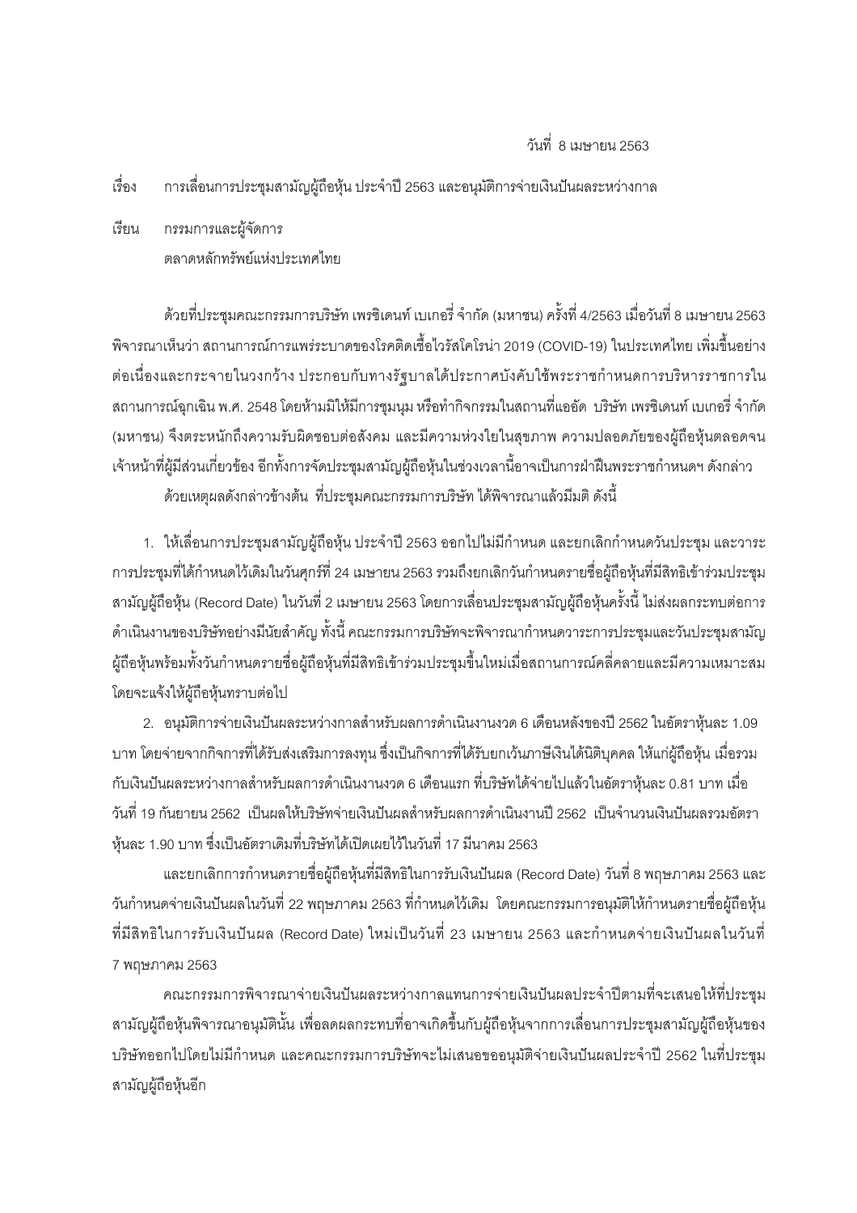วันที่ 8 เมษายน 2563

เรื่อง การเลื่อนการประชุมสามัญผู้ถือหุ้น ประจำปี 2563 และอนุมัติการจ่ายเงินปันผลระหว่างกาล

เรียน กรรมการและผู้จัดการ
ตลาดหลักทรัพย์แห่งประเทศไทย

ด้วยที่ประชุมคณะกรรมการบริษัท เพรซิเดนท์ เบเกอรี่ จำกัด (มหาชน) ครั้งที่ 4/2563 เมื่อวันที่ 8 เมษายน 2563 พิจารณาเห็นว่า สถานการณ์การแพร่ระบาดของโรคติดเชื้อไวรัสโคโรน่า 2019 (COVID-19) ในประเทศไทย เพิ่มขึ้นอย่างต่อเนื่องและกระจายในวงกว้าง ประกอบกับทางรัฐบาลได้ประกาศบังคับใช้พระราชกำหนดการบริหารราชการในสถานการณ์ฉุกเฉิน พ.ศ. 2548 โดยห้ามมิให้มีการชุมนุม หรือทำกิจกรรมในสถานที่แออัด บริษัท เพรซิเดนท์ เบเกอรี่ จำกัด (มหาชน) จึงตระหนักถึงความรับผิดชอบต่อสังคม และมีความห่วงใยในสุขภาพ ความปลอดภัยของผู้ถือหุ้นตลอดจนเจ้าหน้าที่ผู้มีส่วนเกี่ยวข้อง อีกทั้งการจัดประชุมสามัญผู้ถือหุ้นในช่วงเวลานี้อาจเป็นการฝ่าฝืนพระราชกำหนดฯ ดังกล่าว

ด้วยเหตุผลดังกล่าวข้างต้น ที่ประชุมคณะกรรมการบริษัท ได้พิจารณาแล้วมีมติ ดังนี้

1. ให้เลื่อนการประชุมสามัญผู้ถือหุ้น ประจำปี 2563 ออกไปไม่มีกำหนด และยกเลิกกำหนดวันประชุม และวาระการประชุมที่ได้กำหนดไว้เดิมในวันศุกร์ที่ 24 เมษายน 2563 รวมถึงยกเลิกวันกำหนดรายชื่อผู้ถือหุ้นที่มีสิทธิเข้าร่วมประชุมสามัญผู้ถือหุ้น (Record Date) ในวันที่ 2 เมษายน 2563 โดยการเลื่อนประชุมสามัญผู้ถือหุ้นครั้งนี้ ไม่ส่งผลกระทบต่อการดำเนินงานของบริษัทอย่างมีนัยสำคัญ ทั้งนี้ คณะกรรมการบริษัทจะพิจารณากำหนดวาระการประชุมและวันประชุมสามัญผู้ถือหุ้นพร้อมทั้งวันกำหนดรายชื่อผู้ถือหุ้นที่มีสิทธิเข้าร่วมประชุมขึ้นใหม่เมื่อสถานการณ์คลี่คลายและมีความเหมาะสม โดยจะแจ้งให้ผู้ถือหุ้นทราบต่อไป

2. อนุมัติการจ่ายเงินปันผลระหว่างกาลสำหรับผลการดำเนินงานงวด 6 เดือนหลังของปี 2562 ในอัตราหุ้นละ 1.09 บาท โดยจ่ายจากกิจการที่ได้รับส่งเสริมการลงทุน ซึ่งเป็นกิจการที่ได้รับยกเว้นภาษีเงินได้นิติบุคคล ให้แก่ผู้ถือหุ้น เมื่อรวมกับเงินปันผลระหว่างกาลสำหรับผลการดำเนินงานงวด 6 เดือนแรก ที่บริษัทได้จ่ายไปแล้วในอัตราหุ้นละ 0.81 บาท เมื่อวันที่ 19 กันยายน 2562 เป็นผลให้บริษัทจ่ายเงินปันผลสำหรับผลการดำเนินงานปี 2562 เป็นจำนวนเงินปันผลรวมอัตราหุ้นละ 1.90 บาท ซึ่งเป็นอัตราเดิมที่บริษัทได้เปิดเผยไว้ในวันที่ 17 มีนาคม 2563

และยกเลิกการกำหนดรายชื่อผู้ถือหุ้นที่มีสิทธิในการรับเงินปันผล (Record Date) วันที่ 8 พฤษภาคม 2563 และวันกำหนดจ่ายเงินปันผลในวันที่ 22 พฤษภาคม 2563 ที่กำหนดไว้เดิม โดยคณะกรรมการอนุมัติให้กำหนดรายชื่อผู้ถือหุ้นที่มีสิทธิในการรับเงินปันผล (Record Date) ใหม่เป็นวันที่ 23 เมษายน 2563 และกำหนดจ่ายเงินปันผลในวันที่ 7 พฤษภาคม 2563

คณะกรรมการพิจารณาจ่ายเงินปันผลระหว่างกาลแทนการจ่ายเงินปันผลประจำปีตามที่จะเสนอให้ที่ประชุมสามัญผู้ถือหุ้นพิจารณาอนุมัตินั้น เพื่อลดผลกระทบที่อาจเกิดขึ้นกับผู้ถือหุ้นจากการเลื่อนการประชุมสามัญผู้ถือหุ้นของบริษัทออกไปโดยไม่มีกำหนด และคณะกรรมการบริษัทจะไม่เสนอขออนุมัติจ่ายเงินปันผลประจำปี 2562 ในที่ประชุมสามัญผู้ถือหุ้นอีก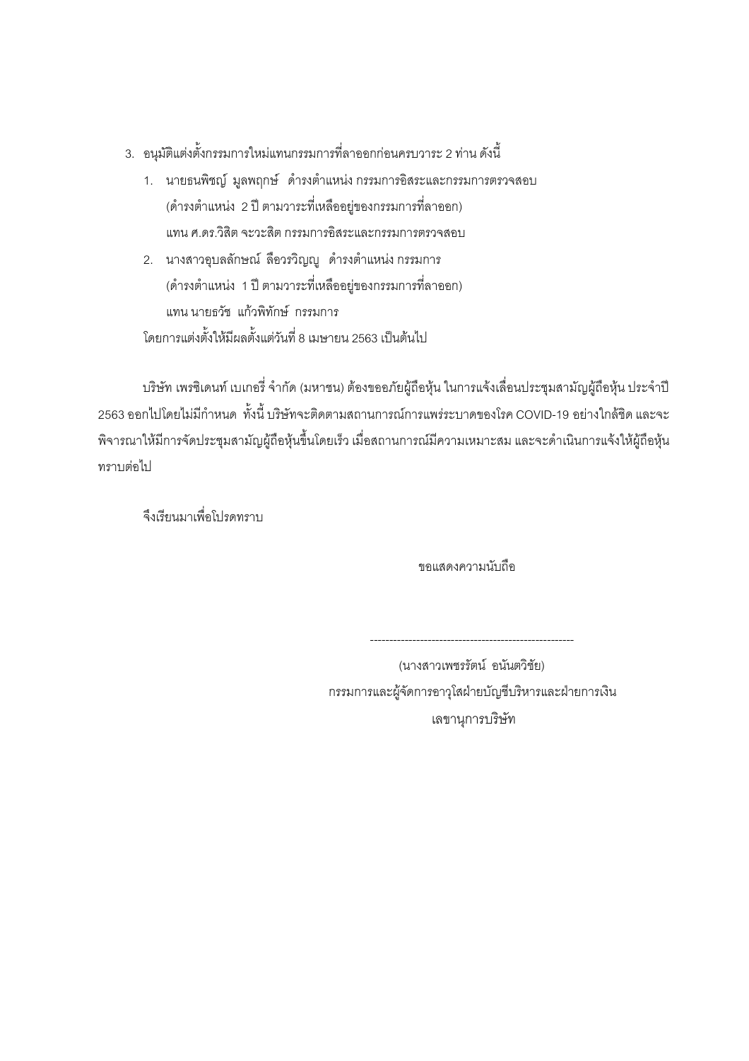3. อนุมัติแต่งตั้งกรรมการใหม่แทนกรรมการที่ลาออกก่อนครบวาระ 2 ท่าน ดังนี้

    1. นายธนพิชญ์ มูลพฤกษ์ ดำรงตำแหน่ง กรรมการอิสระและกรรมการตรวจสอบ (ดำรงตำแหน่ง 2 ปี ตามวาระที่เหลืออยู่ของกรรมการที่ลาออก) แทน ศ.ดร.วิสิต จะวะสิต กรรมการอิสระและกรรมการตรวจสอบ
    2. นางสาวอุบลลักษณ์ ลือวรวิญญ ดำรงตำแหน่ง กรรมการ (ดำรงตำแหน่ง 1 ปี ตามวาระที่เหลืออยู่ของกรรมการที่ลาออก) แทน นายธวัช แก้วพิทักษ์ กรรมการ

    โดยการแต่งตั้งให้มีผลตั้งแต่วันที่ 8 เมษายน 2563 เป็นต้นไป

บริษัท เพรซิเดนท์ เบเกอรี่ จำกัด (มหาชน) ต้องขออภัยผู้ถือหุ้น ในการแจ้งเลื่อนประชุมสามัญผู้ถือหุ้น ประจำปี 2563 ออกไปโดยไม่มีกำหนด ทั้งนี้ บริษัทจะติดตามสถานการณ์การแพร่ระบาดของโรค COVID-19 อย่างใกล้ชิด และจะพิจารณาให้มีการจัดประชุมสามัญผู้ถือหุ้นขึ้นโดยเร็ว เมื่อสถานการณ์มีความเหมาะสม และจะดำเนินการแจ้งให้ผู้ถือหุ้นทราบต่อไป

จึงเรียนมาเพื่อโปรดทราบ

ขอแสดงความนับถือ

-----------------------------------------------------

(นางสาวเพชรรัตน์ อนันตวิชัย)

กรรมการและผู้จัดการอาวุโสฝ่ายบัญชีบริหารและฝ่ายการเงิน

เลขานุการบริษัท